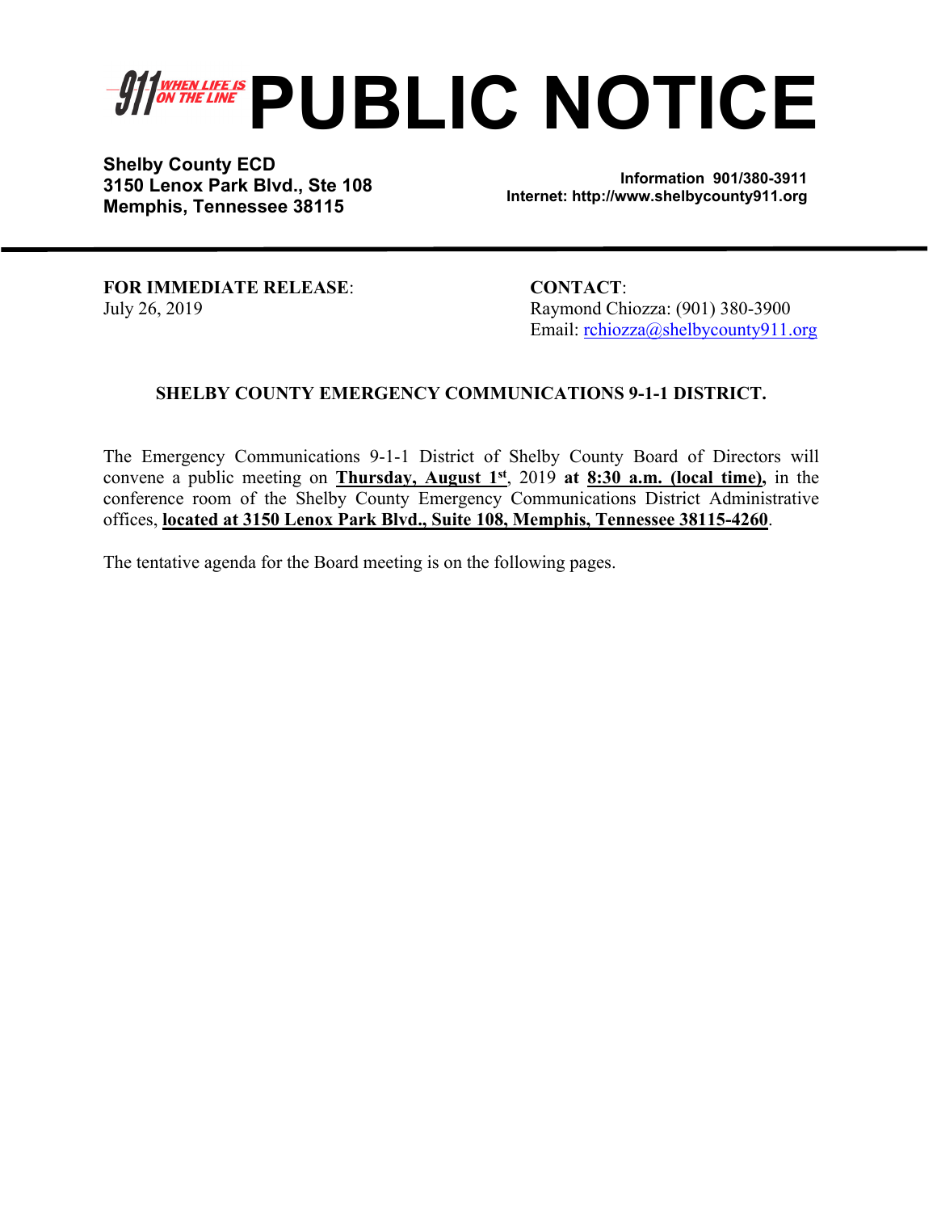911 WHEN LIFE IS ON THE LINE

# PUBLIC NOTICE

**Shelby County ECD**
**3150 Lenox Park Blvd., Ste 108**
**Memphis, Tennessee 38115**

**Information 901/380-3911**
**Internet: http://www.shelbycounty911.org**

---

**FOR IMMEDIATE RELEASE**:
July 26, 2019

**CONTACT**:
Raymond Chiozza: (901) 380-3900
Email: rchiozza@shelbycounty911.org

**SHELBY COUNTY EMERGENCY COMMUNICATIONS 9-1-1 DISTRICT.**

The Emergency Communications 9-1-1 District of Shelby County Board of Directors will convene a public meeting on **Thursday, August 1st**, 2019 **at 8:30 a.m. (local time),** in the conference room of the Shelby County Emergency Communications District Administrative offices, **located at 3150 Lenox Park Blvd., Suite 108, Memphis, Tennessee 38115-4260**.

The tentative agenda for the Board meeting is on the following pages.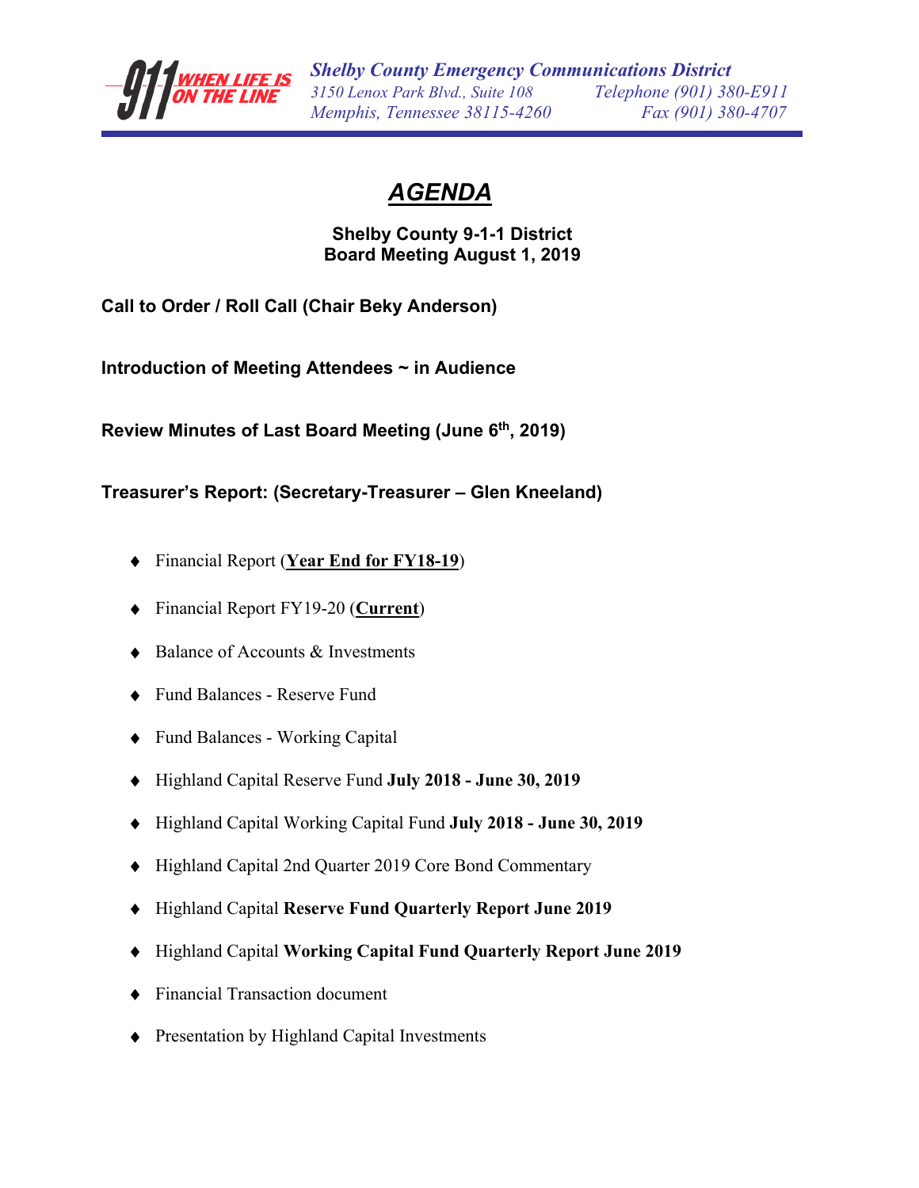**Shelby County Emergency Communications District**
*3150 Lenox Park Blvd., Suite 108*
*Memphis, Tennessee 38115-4260*
*Telephone (901) 380-E911*
*Fax (901) 380-4707*

# AGENDA

**Shelby County 9-1-1 District**
**Board Meeting August 1, 2019**

**Call to Order / Roll Call (Chair Beky Anderson)**

**Introduction of Meeting Attendees ~ in Audience**

**Review Minutes of Last Board Meeting (June 6th, 2019)**

**Treasurer's Report: (Secretary-Treasurer – Glen Kneeland)**

- Financial Report (**Year End for FY18-19**)
- Financial Report FY19-20 (**Current**)
- Balance of Accounts & Investments
- Fund Balances - Reserve Fund
- Fund Balances - Working Capital
- Highland Capital Reserve Fund **July 2018 - June 30, 2019**
- Highland Capital Working Capital Fund **July 2018 - June 30, 2019**
- Highland Capital 2nd Quarter 2019 Core Bond Commentary
- Highland Capital **Reserve Fund Quarterly Report June 2019**
- Highland Capital **Working Capital Fund Quarterly Report June 2019**
- Financial Transaction document
- Presentation by Highland Capital Investments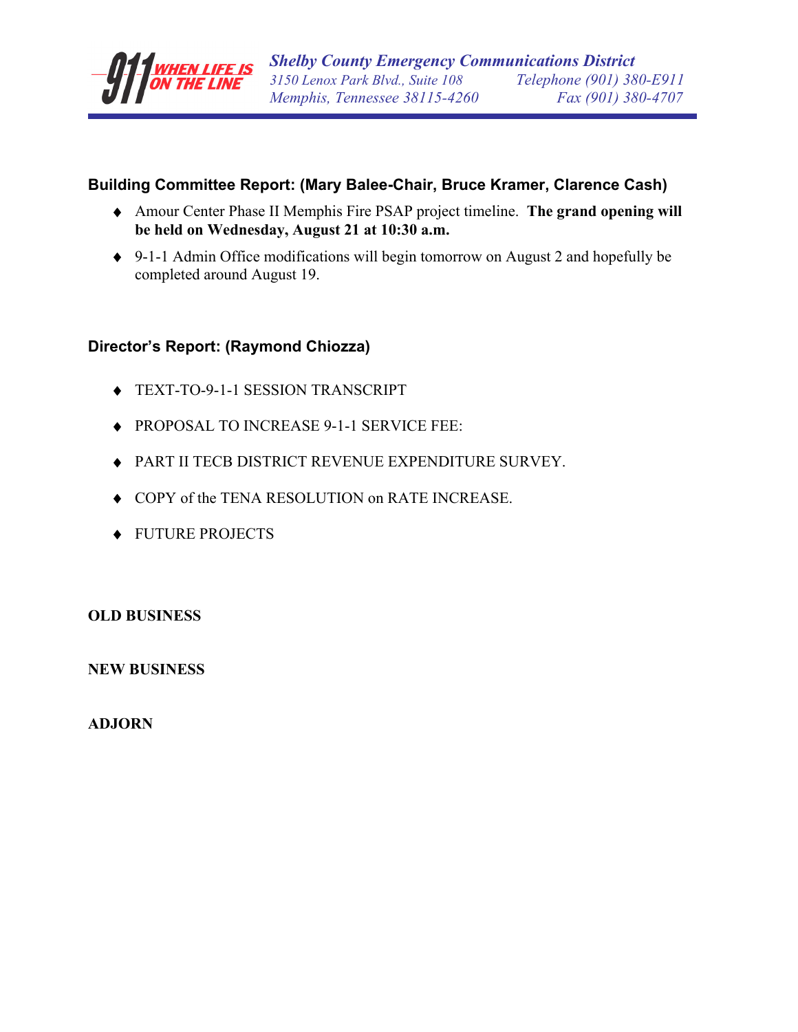**Building Committee Report: (Mary Balee-Chair, Bruce Kramer, Clarence Cash)**

- Amour Center Phase II Memphis Fire PSAP project timeline. **The grand opening will be held on Wednesday, August 21 at 10:30 a.m.**
- 9-1-1 Admin Office modifications will begin tomorrow on August 2 and hopefully be completed around August 19.

**Director's Report: (Raymond Chiozza)**

- TEXT-TO-9-1-1 SESSION TRANSCRIPT
- PROPOSAL TO INCREASE 9-1-1 SERVICE FEE:
- PART II TECB DISTRICT REVENUE EXPENDITURE SURVEY.
- COPY of the TENA RESOLUTION on RATE INCREASE.
- FUTURE PROJECTS

**OLD BUSINESS**

**NEW BUSINESS**

**ADJORN**